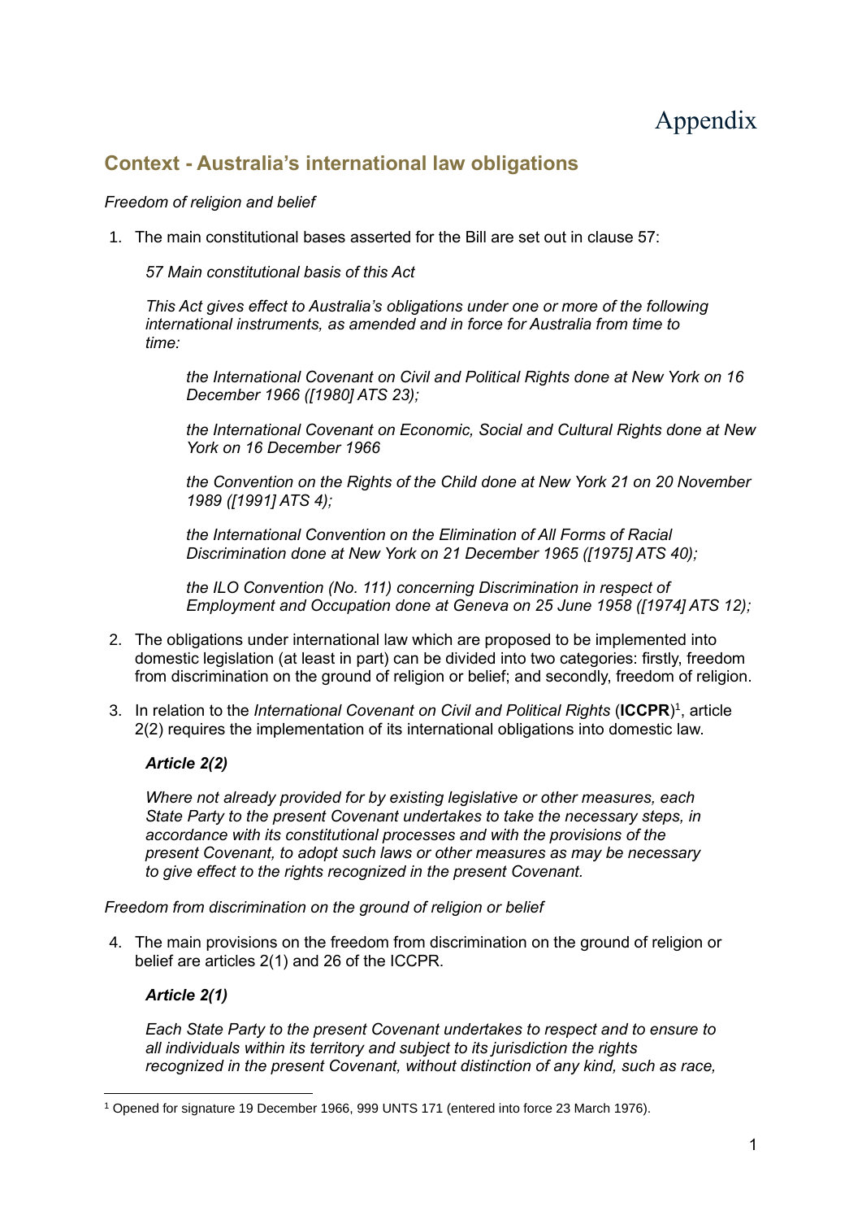# Appendix

## Context - Australia's international law obligations

*Freedom of religion and belief*

1. The main constitutional bases asserted for the Bill are set out in clause 57:

   *57 Main constitutional basis of this Act*

   *This Act gives effect to Australia's obligations under one or more of the following international instruments, as amended and in force for Australia from time to time:*

   > *the International Covenant on Civil and Political Rights done at New York on 16 December 1966 ([1980] ATS 23);*
   >
   > *the International Covenant on Economic, Social and Cultural Rights done at New York on 16 December 1966*
   >
   > *the Convention on the Rights of the Child done at New York 21 on 20 November 1989 ([1991] ATS 4);*
   >
   > *the International Convention on the Elimination of All Forms of Racial Discrimination done at New York on 21 December 1965 ([1975] ATS 40);*
   >
   > *the ILO Convention (No. 111) concerning Discrimination in respect of Employment and Occupation done at Geneva on 25 June 1958 ([1974] ATS 12);*

2. The obligations under international law which are proposed to be implemented into domestic legislation (at least in part) can be divided into two categories: firstly, freedom from discrimination on the ground of religion or belief; and secondly, freedom of religion.

3. In relation to the *International Covenant on Civil and Political Rights* (**ICCPR**)[1], article 2(2) requires the implementation of its international obligations into domestic law.

   ***Article 2(2)***

   *Where not already provided for by existing legislative or other measures, each State Party to the present Covenant undertakes to take the necessary steps, in accordance with its constitutional processes and with the provisions of the present Covenant, to adopt such laws or other measures as may be necessary to give effect to the rights recognized in the present Covenant.*

*Freedom from discrimination on the ground of religion or belief*

4. The main provisions on the freedom from discrimination on the ground of religion or belief are articles 2(1) and 26 of the ICCPR.

   ***Article 2(1)***

   *Each State Party to the present Covenant undertakes to respect and to ensure to all individuals within its territory and subject to its jurisdiction the rights recognized in the present Covenant, without distinction of any kind, such as race,*

---

[1] Opened for signature 19 December 1966, 999 UNTS 171 (entered into force 23 March 1976).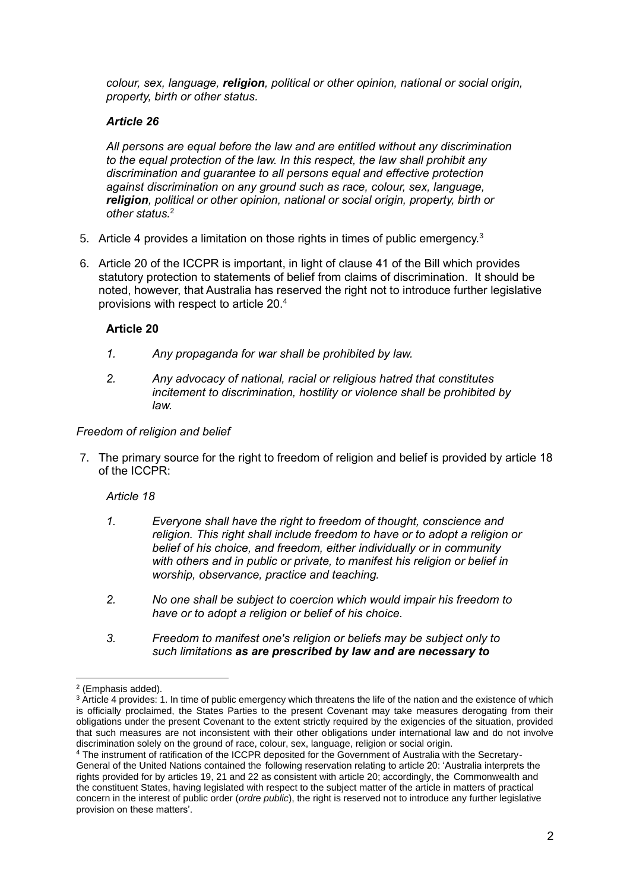*colour, sex, language, **religion**, political or other opinion, national or social origin, property, birth or other status.*

***Article 26***

*All persons are equal before the law and are entitled without any discrimination to the equal protection of the law. In this respect, the law shall prohibit any discrimination and guarantee to all persons equal and effective protection against discrimination on any ground such as race, colour, sex, language, **religion**, political or other opinion, national or social origin, property, birth or other status.*[2]

5. Article 4 provides a limitation on those rights in times of public emergency.[3]

6. Article 20 of the ICCPR is important, in light of clause 41 of the Bill which provides statutory protection to statements of belief from claims of discrimination. It should be noted, however, that Australia has reserved the right not to introduce further legislative provisions with respect to article 20.[4]

**Article 20**

*1. Any propaganda for war shall be prohibited by law.*

*2. Any advocacy of national, racial or religious hatred that constitutes incitement to discrimination, hostility or violence shall be prohibited by law.*

*Freedom of religion and belief*

7. The primary source for the right to freedom of religion and belief is provided by article 18 of the ICCPR:

*Article 18*

*1. Everyone shall have the right to freedom of thought, conscience and religion. This right shall include freedom to have or to adopt a religion or belief of his choice, and freedom, either individually or in community with others and in public or private, to manifest his religion or belief in worship, observance, practice and teaching.*

*2. No one shall be subject to coercion which would impair his freedom to have or to adopt a religion or belief of his choice.*

*3. Freedom to manifest one's religion or beliefs may be subject only to such limitations **as are prescribed by law and are necessary to***

---

[2] (Emphasis added).

[3] Article 4 provides: 1. In time of public emergency which threatens the life of the nation and the existence of which is officially proclaimed, the States Parties to the present Covenant may take measures derogating from their obligations under the present Covenant to the extent strictly required by the exigencies of the situation, provided that such measures are not inconsistent with their other obligations under international law and do not involve discrimination solely on the ground of race, colour, sex, language, religion or social origin.

[4] The instrument of ratification of the ICCPR deposited for the Government of Australia with the Secretary-General of the United Nations contained the following reservation relating to article 20: 'Australia interprets the rights provided for by articles 19, 21 and 22 as consistent with article 20; accordingly, the Commonwealth and the constituent States, having legislated with respect to the subject matter of the article in matters of practical concern in the interest of public order (*ordre public*), the right is reserved not to introduce any further legislative provision on these matters'.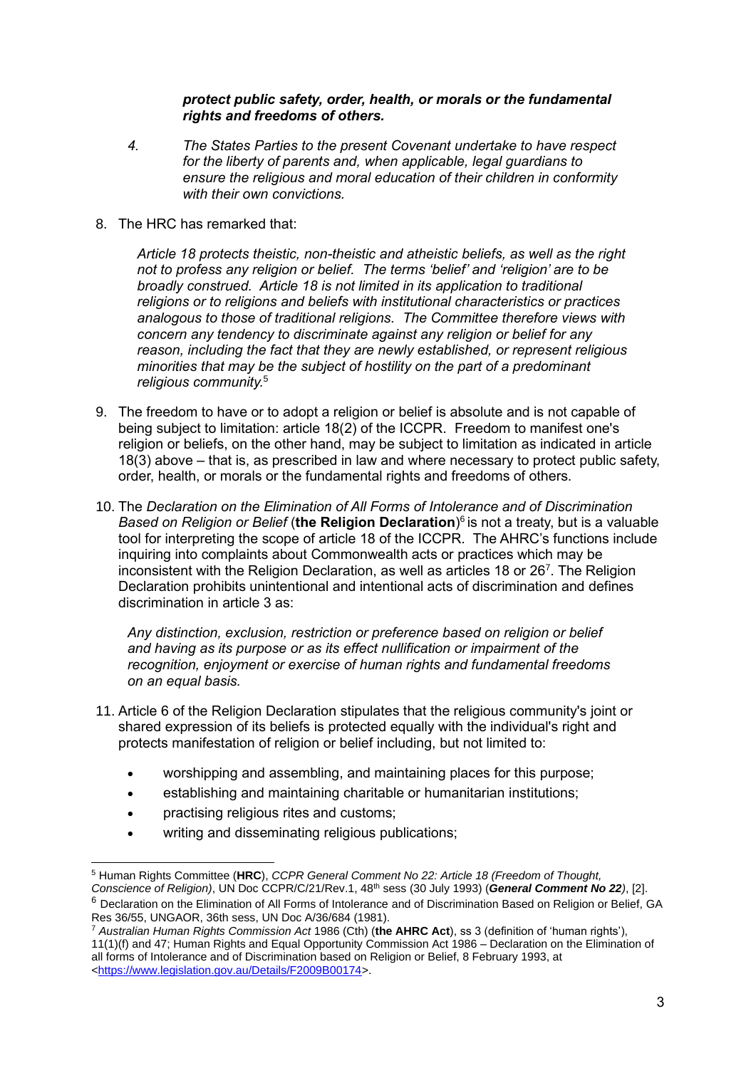> ***protect public safety, order, health, or morals or the fundamental rights and freedoms of others.***
>
> *4. The States Parties to the present Covenant undertake to have respect for the liberty of parents and, when applicable, legal guardians to ensure the religious and moral education of their children in conformity with their own convictions.*

8. The HRC has remarked that:

> *Article 18 protects theistic, non-theistic and atheistic beliefs, as well as the right not to profess any religion or belief. The terms 'belief' and 'religion' are to be broadly construed. Article 18 is not limited in its application to traditional religions or to religions and beliefs with institutional characteristics or practices analogous to those of traditional religions. The Committee therefore views with concern any tendency to discriminate against any religion or belief for any reason, including the fact that they are newly established, or represent religious minorities that may be the subject of hostility on the part of a predominant religious community.*[5]

9. The freedom to have or to adopt a religion or belief is absolute and is not capable of being subject to limitation: article 18(2) of the ICCPR. Freedom to manifest one's religion or beliefs, on the other hand, may be subject to limitation as indicated in article 18(3) above – that is, as prescribed in law and where necessary to protect public safety, order, health, or morals or the fundamental rights and freedoms of others.

10. The *Declaration on the Elimination of All Forms of Intolerance and of Discrimination Based on Religion or Belief* (**the Religion Declaration**)[6] is not a treaty, but is a valuable tool for interpreting the scope of article 18 of the ICCPR. The AHRC's functions include inquiring into complaints about Commonwealth acts or practices which may be inconsistent with the Religion Declaration, as well as articles 18 or 26[7]. The Religion Declaration prohibits unintentional and intentional acts of discrimination and defines discrimination in article 3 as:

> *Any distinction, exclusion, restriction or preference based on religion or belief and having as its purpose or as its effect nullification or impairment of the recognition, enjoyment or exercise of human rights and fundamental freedoms on an equal basis.*

11. Article 6 of the Religion Declaration stipulates that the religious community's joint or shared expression of its beliefs is protected equally with the individual's right and protects manifestation of religion or belief including, but not limited to:

- worshipping and assembling, and maintaining places for this purpose;
- establishing and maintaining charitable or humanitarian institutions;
- practising religious rites and customs;
- writing and disseminating religious publications;

---

[5] Human Rights Committee (**HRC**), *CCPR General Comment No 22: Article 18 (Freedom of Thought, Conscience of Religion)*, UN Doc CCPR/C/21/Rev.1, 48th sess (30 July 1993) (***General Comment No 22***), [2].

[6] Declaration on the Elimination of All Forms of Intolerance and of Discrimination Based on Religion or Belief, GA Res 36/55, UNGAOR, 36th sess, UN Doc A/36/684 (1981).

[7] *Australian Human Rights Commission Act* 1986 (Cth) (**the AHRC Act**), ss 3 (definition of 'human rights'), 11(1)(f) and 47; Human Rights and Equal Opportunity Commission Act 1986 – Declaration on the Elimination of all forms of Intolerance and of Discrimination based on Religion or Belief, 8 February 1993, at <https://www.legislation.gov.au/Details/F2009B00174>.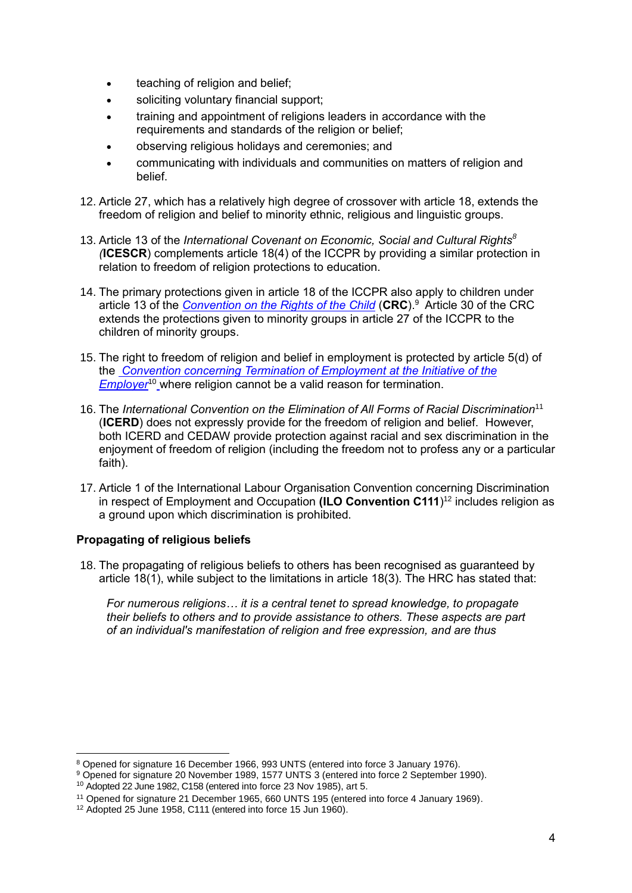- teaching of religion and belief;
- soliciting voluntary financial support;
- training and appointment of religions leaders in accordance with the requirements and standards of the religion or belief;
- observing religious holidays and ceremonies; and
- communicating with individuals and communities on matters of religion and belief.

12. Article 27, which has a relatively high degree of crossover with article 18, extends the freedom of religion and belief to minority ethnic, religious and linguistic groups.

13. Article 13 of the *International Covenant on Economic, Social and Cultural Rights*[8] *(***ICESCR**) complements article 18(4) of the ICCPR by providing a similar protection in relation to freedom of religion protections to education.

14. The primary protections given in article 18 of the ICCPR also apply to children under article 13 of the *Convention on the Rights of the Child* (**CRC**).[9] Article 30 of the CRC extends the protections given to minority groups in article 27 of the ICCPR to the children of minority groups.

15. The right to freedom of religion and belief in employment is protected by article 5(d) of the *Convention concerning Termination of Employment at the Initiative of the Employer*[10] where religion cannot be a valid reason for termination.

16. The *International Convention on the Elimination of All Forms of Racial Discrimination*[11] (**ICERD**) does not expressly provide for the freedom of religion and belief. However, both ICERD and CEDAW provide protection against racial and sex discrimination in the enjoyment of freedom of religion (including the freedom not to profess any or a particular faith).

17. Article 1 of the International Labour Organisation Convention concerning Discrimination in respect of Employment and Occupation **(ILO Convention C111**)[12] includes religion as a ground upon which discrimination is prohibited.

**Propagating of religious beliefs**

18. The propagating of religious beliefs to others has been recognised as guaranteed by article 18(1), while subject to the limitations in article 18(3). The HRC has stated that:

    *For numerous religions… it is a central tenet to spread knowledge, to propagate their beliefs to others and to provide assistance to others. These aspects are part of an individual's manifestation of religion and free expression, and are thus*

---

[8] Opened for signature 16 December 1966, 993 UNTS (entered into force 3 January 1976).
[9] Opened for signature 20 November 1989, 1577 UNTS 3 (entered into force 2 September 1990).
[10] Adopted 22 June 1982, C158 (entered into force 23 Nov 1985), art 5.
[11] Opened for signature 21 December 1965, 660 UNTS 195 (entered into force 4 January 1969).
[12] Adopted 25 June 1958, C111 (entered into force 15 Jun 1960).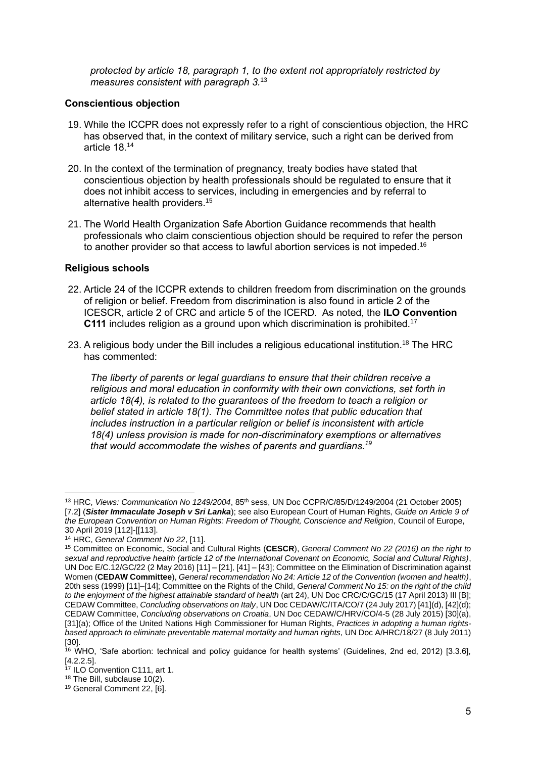*protected by article 18, paragraph 1, to the extent not appropriately restricted by measures consistent with paragraph 3.*[13]

**Conscientious objection**

19. While the ICCPR does not expressly refer to a right of conscientious objection, the HRC has observed that, in the context of military service, such a right can be derived from article 18.[14]

20. In the context of the termination of pregnancy, treaty bodies have stated that conscientious objection by health professionals should be regulated to ensure that it does not inhibit access to services, including in emergencies and by referral to alternative health providers.[15]

21. The World Health Organization Safe Abortion Guidance recommends that health professionals who claim conscientious objection should be required to refer the person to another provider so that access to lawful abortion services is not impeded.[16]

**Religious schools**

22. Article 24 of the ICCPR extends to children freedom from discrimination on the grounds of religion or belief. Freedom from discrimination is also found in article 2 of the ICESCR, article 2 of CRC and article 5 of the ICERD. As noted, the **ILO Convention C111** includes religion as a ground upon which discrimination is prohibited.[17]

23. A religious body under the Bill includes a religious educational institution.[18] The HRC has commented:

*The liberty of parents or legal guardians to ensure that their children receive a religious and moral education in conformity with their own convictions, set forth in article 18(4), is related to the guarantees of the freedom to teach a religion or belief stated in article 18(1). The Committee notes that public education that includes instruction in a particular religion or belief is inconsistent with article 18(4) unless provision is made for non-discriminatory exemptions or alternatives that would accommodate the wishes of parents and guardians.*[19]

---

[13] HRC, *Views: Communication No 1249/2004*, 85th sess, UN Doc CCPR/C/85/D/1249/2004 (21 October 2005) [7.2] (***Sister Immaculate Joseph v Sri Lanka***); see also European Court of Human Rights, *Guide on Article 9 of the European Convention on Human Rights: Freedom of Thought, Conscience and Religion*, Council of Europe, 30 April 2019 [112]-[[113].

[14] HRC, *General Comment No 22*, [11].

[15] Committee on Economic, Social and Cultural Rights (**CESCR**), *General Comment No 22 (2016) on the right to sexual and reproductive health (article 12 of the International Covenant on Economic, Social and Cultural Rights)*, UN Doc E/C.12/GC/22 (2 May 2016) [11] – [21], [41] – [43]; Committee on the Elimination of Discrimination against Women (**CEDAW Committee**), *General recommendation No 24: Article 12 of the Convention (women and health)*, 20th sess (1999) [11]–[14]; Committee on the Rights of the Child, *General Comment No 15: on the right of the child to the enjoyment of the highest attainable standard of health* (art 24), UN Doc CRC/C/GC/15 (17 April 2013) III [B]; CEDAW Committee, *Concluding observations on Italy*, UN Doc CEDAW/C/ITA/CO/7 (24 July 2017) [41](d), [42](d); CEDAW Committee, *Concluding observations on Croatia*, UN Doc CEDAW/C/HRV/CO/4-5 (28 July 2015) [30](a), [31](a); Office of the United Nations High Commissioner for Human Rights, *Practices in adopting a human rights-based approach to eliminate preventable maternal mortality and human rights*, UN Doc A/HRC/18/27 (8 July 2011) [30].

[16] WHO, 'Safe abortion: technical and policy guidance for health systems' (Guidelines, 2nd ed, 2012) [3.3.6], [4.2.2.5].

[17] ILO Convention C111, art 1.

[18] The Bill, subclause 10(2).

[19] General Comment 22, [6].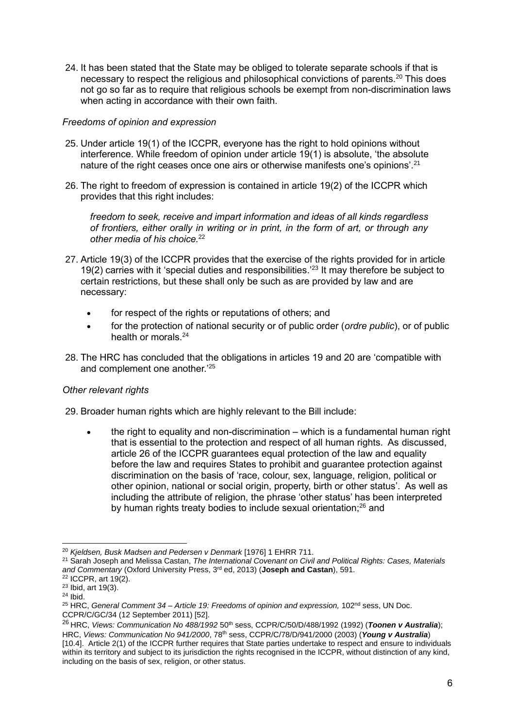24. It has been stated that the State may be obliged to tolerate separate schools if that is necessary to respect the religious and philosophical convictions of parents.[20] This does not go so far as to require that religious schools be exempt from non-discrimination laws when acting in accordance with their own faith.

*Freedoms of opinion and expression*

25. Under article 19(1) of the ICCPR, everyone has the right to hold opinions without interference. While freedom of opinion under article 19(1) is absolute, 'the absolute nature of the right ceases once one airs or otherwise manifests one's opinions'.[21]

26. The right to freedom of expression is contained in article 19(2) of the ICCPR which provides that this right includes:

> *freedom to seek, receive and impart information and ideas of all kinds regardless of frontiers, either orally in writing or in print, in the form of art, or through any other media of his choice.*[22]

27. Article 19(3) of the ICCPR provides that the exercise of the rights provided for in article 19(2) carries with it 'special duties and responsibilities.'[23] It may therefore be subject to certain restrictions, but these shall only be such as are provided by law and are necessary:

    - for respect of the rights or reputations of others; and
    - for the protection of national security or of public order (*ordre public*), or of public health or morals.[24]

28. The HRC has concluded that the obligations in articles 19 and 20 are 'compatible with and complement one another.'[25]

*Other relevant rights*

29. Broader human rights which are highly relevant to the Bill include:

    - the right to equality and non-discrimination – which is a fundamental human right that is essential to the protection and respect of all human rights. As discussed, article 26 of the ICCPR guarantees equal protection of the law and equality before the law and requires States to prohibit and guarantee protection against discrimination on the basis of 'race, colour, sex, language, religion, political or other opinion, national or social origin, property, birth or other status'. As well as including the attribute of religion, the phrase 'other status' has been interpreted by human rights treaty bodies to include sexual orientation;[26] and

---

[20] *Kjeldsen, Busk Madsen and Pedersen v Denmark* [1976] 1 EHRR 711.

[21] Sarah Joseph and Melissa Castan, *The International Covenant on Civil and Political Rights: Cases, Materials and Commentary* (Oxford University Press, 3rd ed, 2013) (**Joseph and Castan**), 591.

[22] ICCPR, art 19(2).

[23] Ibid, art 19(3).

[24] Ibid.

[25] HRC, *General Comment 34 – Article 19: Freedoms of opinion and expression,* 102nd sess, UN Doc. CCPR/C/GC/34 (12 September 2011) [52].

[26] HRC, *Views: Communication No 488/1992* 50th sess, CCPR/C/50/D/488/1992 (1992) (***Toonen v Australia***); HRC, *Views: Communication No 941/2000*, 78th sess, CCPR/C/78/D/941/2000 (2003) (***Young v Australia***) [10.4]. Article 2(1) of the ICCPR further requires that State parties undertake to respect and ensure to individuals within its territory and subject to its jurisdiction the rights recognised in the ICCPR, without distinction of any kind, including on the basis of sex, religion, or other status.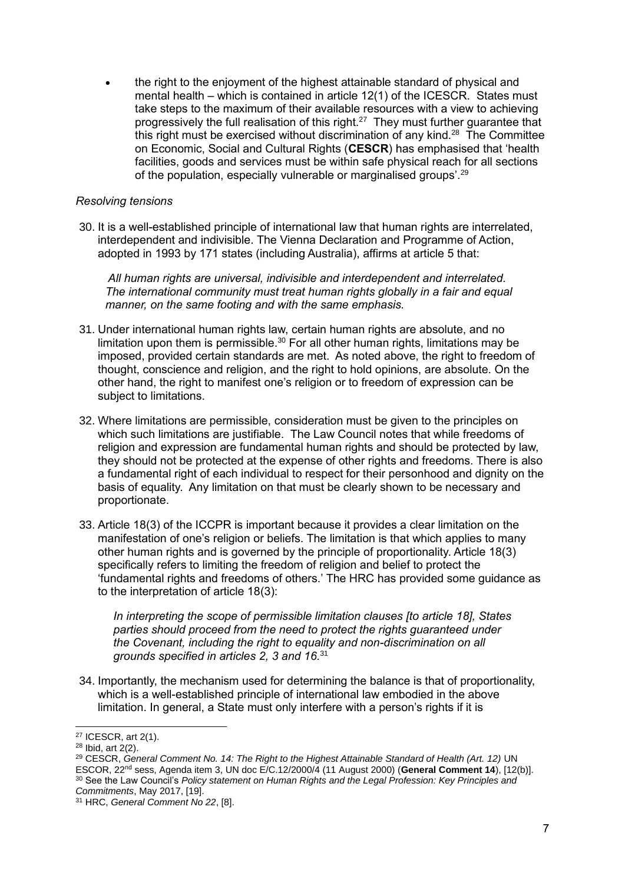- the right to the enjoyment of the highest attainable standard of physical and mental health – which is contained in article 12(1) of the ICESCR. States must take steps to the maximum of their available resources with a view to achieving progressively the full realisation of this right.[27] They must further guarantee that this right must be exercised without discrimination of any kind.[28] The Committee on Economic, Social and Cultural Rights (**CESCR**) has emphasised that 'health facilities, goods and services must be within safe physical reach for all sections of the population, especially vulnerable or marginalised groups'.[29]

*Resolving tensions*

30. It is a well-established principle of international law that human rights are interrelated, interdependent and indivisible. The Vienna Declaration and Programme of Action, adopted in 1993 by 171 states (including Australia), affirms at article 5 that:

    *All human rights are universal, indivisible and interdependent and interrelated. The international community must treat human rights globally in a fair and equal manner, on the same footing and with the same emphasis.*

31. Under international human rights law, certain human rights are absolute, and no limitation upon them is permissible.[30] For all other human rights, limitations may be imposed, provided certain standards are met. As noted above, the right to freedom of thought, conscience and religion, and the right to hold opinions, are absolute. On the other hand, the right to manifest one's religion or to freedom of expression can be subject to limitations.

32. Where limitations are permissible, consideration must be given to the principles on which such limitations are justifiable. The Law Council notes that while freedoms of religion and expression are fundamental human rights and should be protected by law, they should not be protected at the expense of other rights and freedoms. There is also a fundamental right of each individual to respect for their personhood and dignity on the basis of equality. Any limitation on that must be clearly shown to be necessary and proportionate.

33. Article 18(3) of the ICCPR is important because it provides a clear limitation on the manifestation of one's religion or beliefs. The limitation is that which applies to many other human rights and is governed by the principle of proportionality. Article 18(3) specifically refers to limiting the freedom of religion and belief to protect the 'fundamental rights and freedoms of others.' The HRC has provided some guidance as to the interpretation of article 18(3):

    *In interpreting the scope of permissible limitation clauses [to article 18], States parties should proceed from the need to protect the rights guaranteed under the Covenant, including the right to equality and non-discrimination on all grounds specified in articles 2, 3 and 16.*[31]

34. Importantly, the mechanism used for determining the balance is that of proportionality, which is a well-established principle of international law embodied in the above limitation. In general, a State must only interfere with a person's rights if it is

---

[27] ICESCR, art 2(1).

[28] Ibid, art 2(2).

[29] CESCR, *General Comment No. 14: The Right to the Highest Attainable Standard of Health (Art. 12)* UN ESCOR, 22nd sess, Agenda item 3, UN doc E/C.12/2000/4 (11 August 2000) (**General Comment 14**), [12(b)].

[30] See the Law Council's *Policy statement on Human Rights and the Legal Profession: Key Principles and Commitments*, May 2017, [19].

[31] HRC, *General Comment No 22*, [8].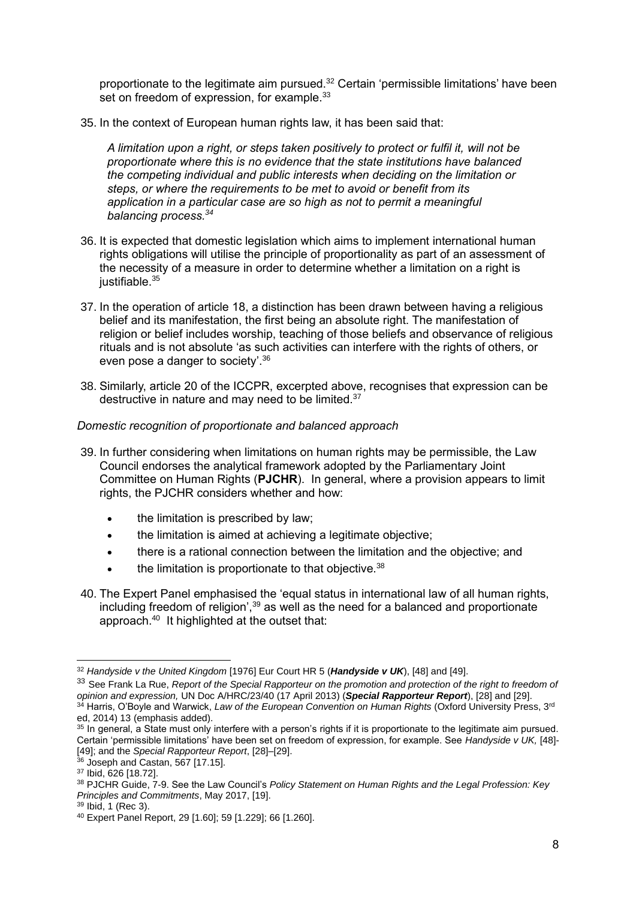proportionate to the legitimate aim pursued.[32] Certain 'permissible limitations' have been set on freedom of expression, for example.[33]

35. In the context of European human rights law, it has been said that:

*A limitation upon a right, or steps taken positively to protect or fulfil it, will not be proportionate where this is no evidence that the state institutions have balanced the competing individual and public interests when deciding on the limitation or steps, or where the requirements to be met to avoid or benefit from its application in a particular case are so high as not to permit a meaningful balancing process.*[34]

36. It is expected that domestic legislation which aims to implement international human rights obligations will utilise the principle of proportionality as part of an assessment of the necessity of a measure in order to determine whether a limitation on a right is justifiable.[35]

37. In the operation of article 18, a distinction has been drawn between having a religious belief and its manifestation, the first being an absolute right. The manifestation of religion or belief includes worship, teaching of those beliefs and observance of religious rituals and is not absolute 'as such activities can interfere with the rights of others, or even pose a danger to society'.[36]

38. Similarly, article 20 of the ICCPR, excerpted above, recognises that expression can be destructive in nature and may need to be limited.[37]

*Domestic recognition of proportionate and balanced approach*

39. In further considering when limitations on human rights may be permissible, the Law Council endorses the analytical framework adopted by the Parliamentary Joint Committee on Human Rights (**PJCHR**). In general, where a provision appears to limit rights, the PJCHR considers whether and how:

    - the limitation is prescribed by law;
    - the limitation is aimed at achieving a legitimate objective;
    - there is a rational connection between the limitation and the objective; and
    - the limitation is proportionate to that objective.[38]

40. The Expert Panel emphasised the 'equal status in international law of all human rights, including freedom of religion',[39] as well as the need for a balanced and proportionate approach.[40] It highlighted at the outset that:

---

[32] *Handyside v the United Kingdom* [1976] Eur Court HR 5 (***Handyside v UK***), [48] and [49].

[33] See Frank La Rue, *Report of the Special Rapporteur on the promotion and protection of the right to freedom of opinion and expression,* UN Doc A/HRC/23/40 (17 April 2013) (***Special Rapporteur Report***), [28] and [29].

[34] Harris, O'Boyle and Warwick, *Law of the European Convention on Human Rights* (Oxford University Press, 3rd ed, 2014) 13 (emphasis added).

[35] In general, a State must only interfere with a person's rights if it is proportionate to the legitimate aim pursued. Certain 'permissible limitations' have been set on freedom of expression, for example. See *Handyside v UK,* [48]-[49]; and the *Special Rapporteur Report*, [28]–[29].

[36] Joseph and Castan, 567 [17.15].

[37] Ibid, 626 [18.72].

[38] PJCHR Guide, 7-9. See the Law Council's *Policy Statement on Human Rights and the Legal Profession: Key Principles and Commitments*, May 2017, [19].

[39] Ibid, 1 (Rec 3).

[40] Expert Panel Report, 29 [1.60]; 59 [1.229]; 66 [1.260].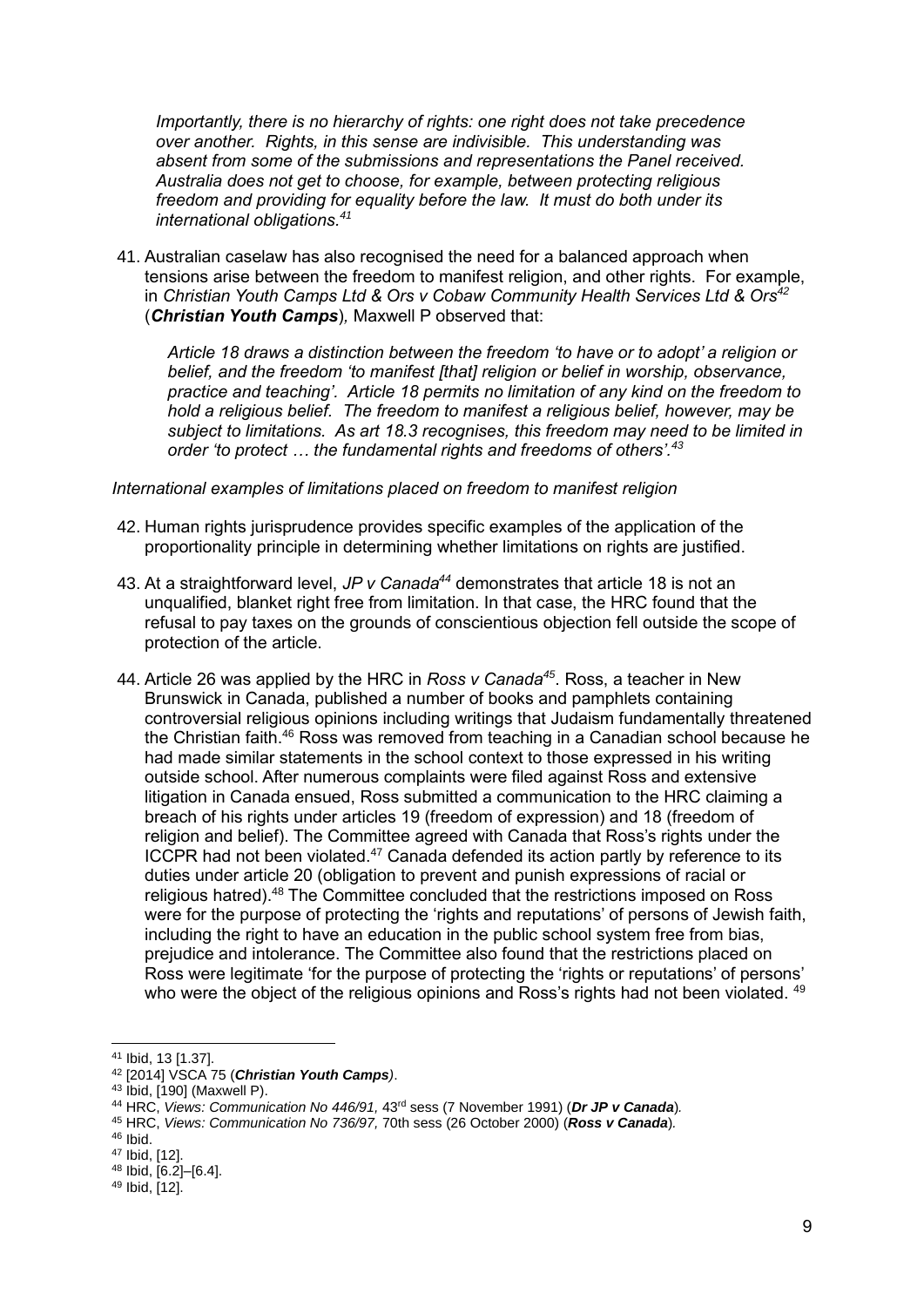> *Importantly, there is no hierarchy of rights: one right does not take precedence over another. Rights, in this sense are indivisible. This understanding was absent from some of the submissions and representations the Panel received. Australia does not get to choose, for example, between protecting religious freedom and providing for equality before the law. It must do both under its international obligations.*[41]

41. Australian caselaw has also recognised the need for a balanced approach when tensions arise between the freedom to manifest religion, and other rights. For example, in *Christian Youth Camps Ltd & Ors v Cobaw Community Health Services Ltd & Ors*[42] (***Christian Youth Camps***)*,* Maxwell P observed that:

> *Article 18 draws a distinction between the freedom 'to have or to adopt' a religion or belief, and the freedom 'to manifest [that] religion or belief in worship, observance, practice and teaching'. Article 18 permits no limitation of any kind on the freedom to hold a religious belief. The freedom to manifest a religious belief, however, may be subject to limitations. As art 18.3 recognises, this freedom may need to be limited in order 'to protect … the fundamental rights and freedoms of others'.*[43]

*International examples of limitations placed on freedom to manifest religion*

42. Human rights jurisprudence provides specific examples of the application of the proportionality principle in determining whether limitations on rights are justified.

43. At a straightforward level, *JP v Canada*[44] demonstrates that article 18 is not an unqualified, blanket right free from limitation. In that case, the HRC found that the refusal to pay taxes on the grounds of conscientious objection fell outside the scope of protection of the article.

44. Article 26 was applied by the HRC in *Ross v Canada*[45]. Ross, a teacher in New Brunswick in Canada, published a number of books and pamphlets containing controversial religious opinions including writings that Judaism fundamentally threatened the Christian faith.[46] Ross was removed from teaching in a Canadian school because he had made similar statements in the school context to those expressed in his writing outside school. After numerous complaints were filed against Ross and extensive litigation in Canada ensued, Ross submitted a communication to the HRC claiming a breach of his rights under articles 19 (freedom of expression) and 18 (freedom of religion and belief). The Committee agreed with Canada that Ross's rights under the ICCPR had not been violated.[47] Canada defended its action partly by reference to its duties under article 20 (obligation to prevent and punish expressions of racial or religious hatred).[48] The Committee concluded that the restrictions imposed on Ross were for the purpose of protecting the 'rights and reputations' of persons of Jewish faith, including the right to have an education in the public school system free from bias, prejudice and intolerance. The Committee also found that the restrictions placed on Ross were legitimate 'for the purpose of protecting the 'rights or reputations' of persons' who were the object of the religious opinions and Ross's rights had not been violated.[49]

---

[41] Ibid, 13 [1.37].

[42] [2014] VSCA 75 (***Christian Youth Camps****)*.

[43] Ibid, [190] (Maxwell P).

[44] HRC, *Views: Communication No 446/91,* 43rd sess (7 November 1991) (***Dr JP v Canada****)*.

[45] HRC, *Views: Communication No 736/97,* 70th sess (26 October 2000) (***Ross v Canada****)*.

[46] Ibid.

[47] Ibid, [12].

[48] Ibid, [6.2]–[6.4].

[49] Ibid, [12].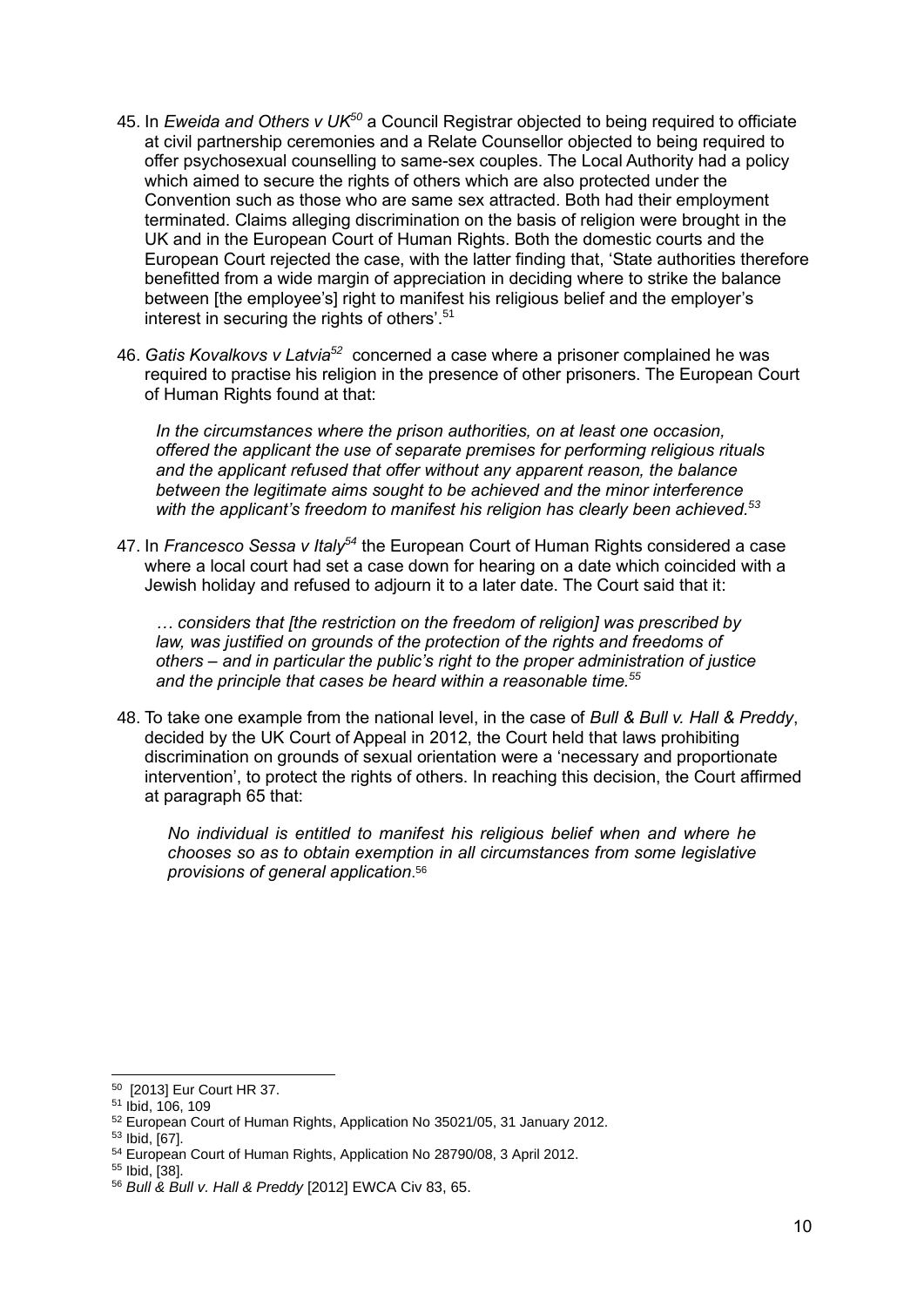45. In *Eweida and Others v UK*[50] a Council Registrar objected to being required to officiate at civil partnership ceremonies and a Relate Counsellor objected to being required to offer psychosexual counselling to same-sex couples. The Local Authority had a policy which aimed to secure the rights of others which are also protected under the Convention such as those who are same sex attracted. Both had their employment terminated. Claims alleging discrimination on the basis of religion were brought in the UK and in the European Court of Human Rights. Both the domestic courts and the European Court rejected the case, with the latter finding that, 'State authorities therefore benefitted from a wide margin of appreciation in deciding where to strike the balance between [the employee's] right to manifest his religious belief and the employer's interest in securing the rights of others'.[51]

46. *Gatis Kovalkovs v Latvia*[52] concerned a case where a prisoner complained he was required to practise his religion in the presence of other prisoners. The European Court of Human Rights found at that:

> *In the circumstances where the prison authorities, on at least one occasion, offered the applicant the use of separate premises for performing religious rituals and the applicant refused that offer without any apparent reason, the balance between the legitimate aims sought to be achieved and the minor interference with the applicant's freedom to manifest his religion has clearly been achieved.*[53]

47. In *Francesco Sessa v Italy*[54] the European Court of Human Rights considered a case where a local court had set a case down for hearing on a date which coincided with a Jewish holiday and refused to adjourn it to a later date. The Court said that it:

> *… considers that [the restriction on the freedom of religion] was prescribed by law, was justified on grounds of the protection of the rights and freedoms of others – and in particular the public's right to the proper administration of justice and the principle that cases be heard within a reasonable time.*[55]

48. To take one example from the national level, in the case of *Bull & Bull v. Hall & Preddy*, decided by the UK Court of Appeal in 2012, the Court held that laws prohibiting discrimination on grounds of sexual orientation were a 'necessary and proportionate intervention', to protect the rights of others. In reaching this decision, the Court affirmed at paragraph 65 that:

> *No individual is entitled to manifest his religious belief when and where he chooses so as to obtain exemption in all circumstances from some legislative provisions of general application*.[56]

---

[50] [2013] Eur Court HR 37.

[51] Ibid, 106, 109

[52] European Court of Human Rights, Application No 35021/05, 31 January 2012.

[53] Ibid, [67].

[54] European Court of Human Rights, Application No 28790/08, 3 April 2012.

[55] Ibid, [38].

[56] *Bull & Bull v. Hall & Preddy* [2012] EWCA Civ 83, 65.